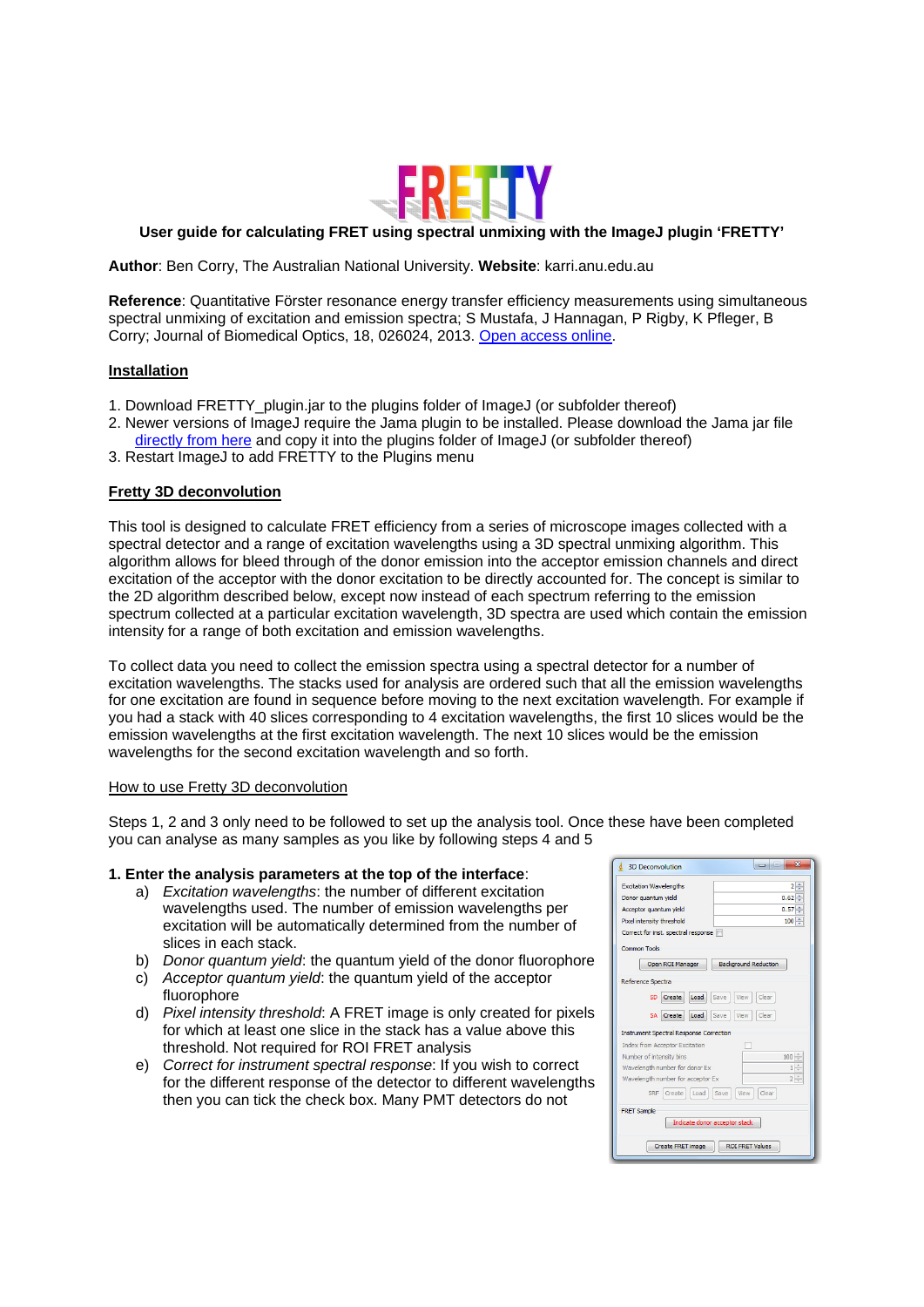# FRETTY

**User guide for calculating FRET using spectral unmixing with the ImageJ plugin 'FRETTY'**

**Author**: Ben Corry, The Australian National University. **Website**: karri.anu.edu.au

**Reference**: Quantitative Förster resonance energy transfer efficiency measurements using simultaneous spectral unmixing of excitation and emission spectra; S Mustafa, J Hannagan, P Rigby, K Pfleger, B Corry; Journal of Biomedical Optics, 18, 026024, 2013. Open access online.

## Installation

1. Download FRETTY_plugin.jar to the plugins folder of ImageJ (or subfolder thereof)
2. Newer versions of ImageJ require the Jama plugin to be installed. Please download the Jama jar file directly from here and copy it into the plugins folder of ImageJ (or subfolder thereof)
3. Restart ImageJ to add FRETTY to the Plugins menu

## Fretty 3D deconvolution

This tool is designed to calculate FRET efficiency from a series of microscope images collected with a spectral detector and a range of excitation wavelengths using a 3D spectral unmixing algorithm. This algorithm allows for bleed through of the donor emission into the acceptor emission channels and direct excitation of the acceptor with the donor excitation to be directly accounted for. The concept is similar to the 2D algorithm described below, except now instead of each spectrum referring to the emission spectrum collected at a particular excitation wavelength, 3D spectra are used which contain the emission intensity for a range of both excitation and emission wavelengths.

To collect data you need to collect the emission spectra using a spectral detector for a number of excitation wavelengths. The stacks used for analysis are ordered such that all the emission wavelengths for one excitation are found in sequence before moving to the next excitation wavelength. For example if you had a stack with 40 slices corresponding to 4 excitation wavelengths, the first 10 slices would be the emission wavelengths at the first excitation wavelength. The next 10 slices would be the emission wavelengths for the second excitation wavelength and so forth.

### How to use Fretty 3D deconvolution

Steps 1, 2 and 3 only need to be followed to set up the analysis tool. Once these have been completed you can analyse as many samples as you like by following steps 4 and 5

**1. Enter the analysis parameters at the top of the interface**:

a) *Excitation wavelengths*: the number of different excitation wavelengths used. The number of emission wavelengths per excitation will be automatically determined from the number of slices in each stack.

b) *Donor quantum yield*: the quantum yield of the donor fluorophore

c) *Acceptor quantum yield*: the quantum yield of the acceptor fluorophore

d) *Pixel intensity threshold*: A FRET image is only created for pixels for which at least one slice in the stack has a value above this threshold. Not required for ROI FRET analysis

e) *Correct for instrument spectral response*: If you wish to correct for the different response of the detector to different wavelengths then you can tick the check box. Many PMT detectors do not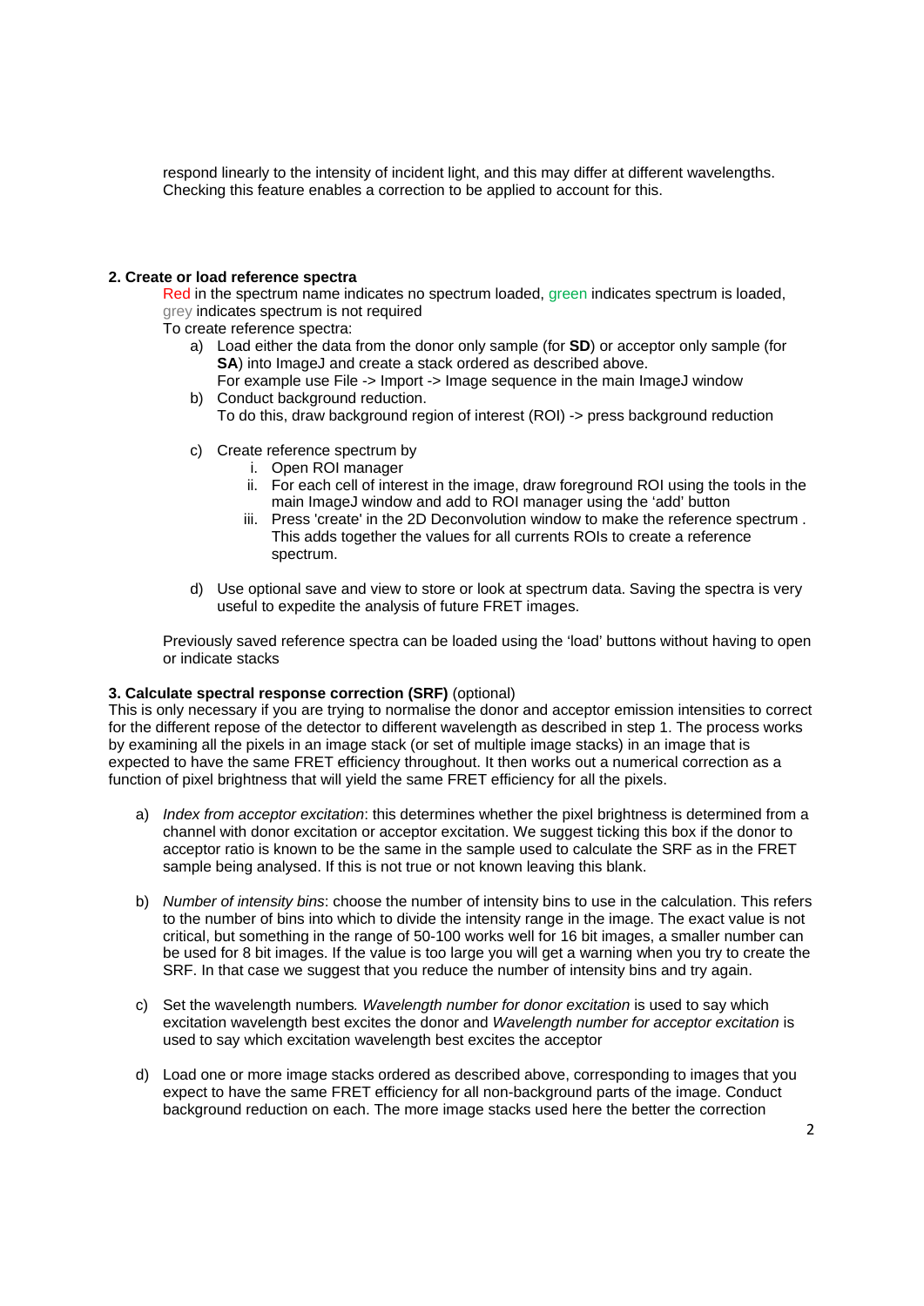respond linearly to the intensity of incident light, and this may differ at different wavelengths. Checking this feature enables a correction to be applied to account for this.

**2. Create or load reference spectra**

Red in the spectrum name indicates no spectrum loaded, green indicates spectrum is loaded, grey indicates spectrum is not required

To create reference spectra:

a) Load either the data from the donor only sample (for **SD**) or acceptor only sample (for **SA**) into ImageJ and create a stack ordered as described above.
   For example use File -> Import -> Image sequence in the main ImageJ window
b) Conduct background reduction.
   To do this, draw background region of interest (ROI) -> press background reduction
c) Create reference spectrum by
   i. Open ROI manager
   ii. For each cell of interest in the image, draw foreground ROI using the tools in the main ImageJ window and add to ROI manager using the 'add' button
   iii. Press 'create' in the 2D Deconvolution window to make the reference spectrum . This adds together the values for all currents ROIs to create a reference spectrum.
d) Use optional save and view to store or look at spectrum data. Saving the spectra is very useful to expedite the analysis of future FRET images.

Previously saved reference spectra can be loaded using the 'load' buttons without having to open or indicate stacks

**3. Calculate spectral response correction (SRF)** (optional)

This is only necessary if you are trying to normalise the donor and acceptor emission intensities to correct for the different repose of the detector to different wavelength as described in step 1. The process works by examining all the pixels in an image stack (or set of multiple image stacks) in an image that is expected to have the same FRET efficiency throughout. It then works out a numerical correction as a function of pixel brightness that will yield the same FRET efficiency for all the pixels.

a) *Index from acceptor excitation*: this determines whether the pixel brightness is determined from a channel with donor excitation or acceptor excitation. We suggest ticking this box if the donor to acceptor ratio is known to be the same in the sample used to calculate the SRF as in the FRET sample being analysed. If this is not true or not known leaving this blank.

b) *Number of intensity bins*: choose the number of intensity bins to use in the calculation. This refers to the number of bins into which to divide the intensity range in the image. The exact value is not critical, but something in the range of 50-100 works well for 16 bit images, a smaller number can be used for 8 bit images. If the value is too large you will get a warning when you try to create the SRF. In that case we suggest that you reduce the number of intensity bins and try again.

c) Set the wavelength numbers*. Wavelength number for donor excitation* is used to say which excitation wavelength best excites the donor and *Wavelength number for acceptor excitation* is used to say which excitation wavelength best excites the acceptor

d) Load one or more image stacks ordered as described above, corresponding to images that you expect to have the same FRET efficiency for all non-background parts of the image. Conduct background reduction on each. The more image stacks used here the better the correction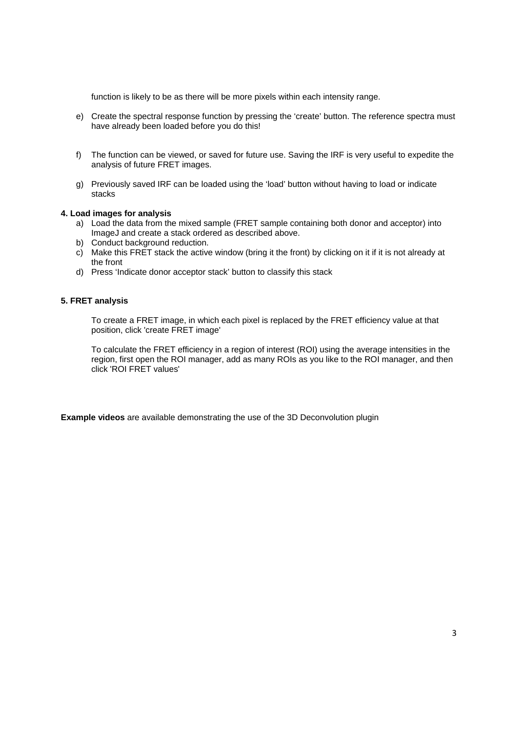function is likely to be as there will be more pixels within each intensity range.

e) Create the spectral response function by pressing the 'create' button. The reference spectra must have already been loaded before you do this!

f) The function can be viewed, or saved for future use. Saving the IRF is very useful to expedite the analysis of future FRET images.

g) Previously saved IRF can be loaded using the 'load' button without having to load or indicate stacks

**4. Load images for analysis**

a) Load the data from the mixed sample (FRET sample containing both donor and acceptor) into ImageJ and create a stack ordered as described above.
b) Conduct background reduction.
c) Make this FRET stack the active window (bring it the front) by clicking on it if it is not already at the front
d) Press 'Indicate donor acceptor stack' button to classify this stack

**5. FRET analysis**

To create a FRET image, in which each pixel is replaced by the FRET efficiency value at that position, click 'create FRET image'

To calculate the FRET efficiency in a region of interest (ROI) using the average intensities in the region, first open the ROI manager, add as many ROIs as you like to the ROI manager, and then click 'ROI FRET values'

**Example videos** are available demonstrating the use of the 3D Deconvolution plugin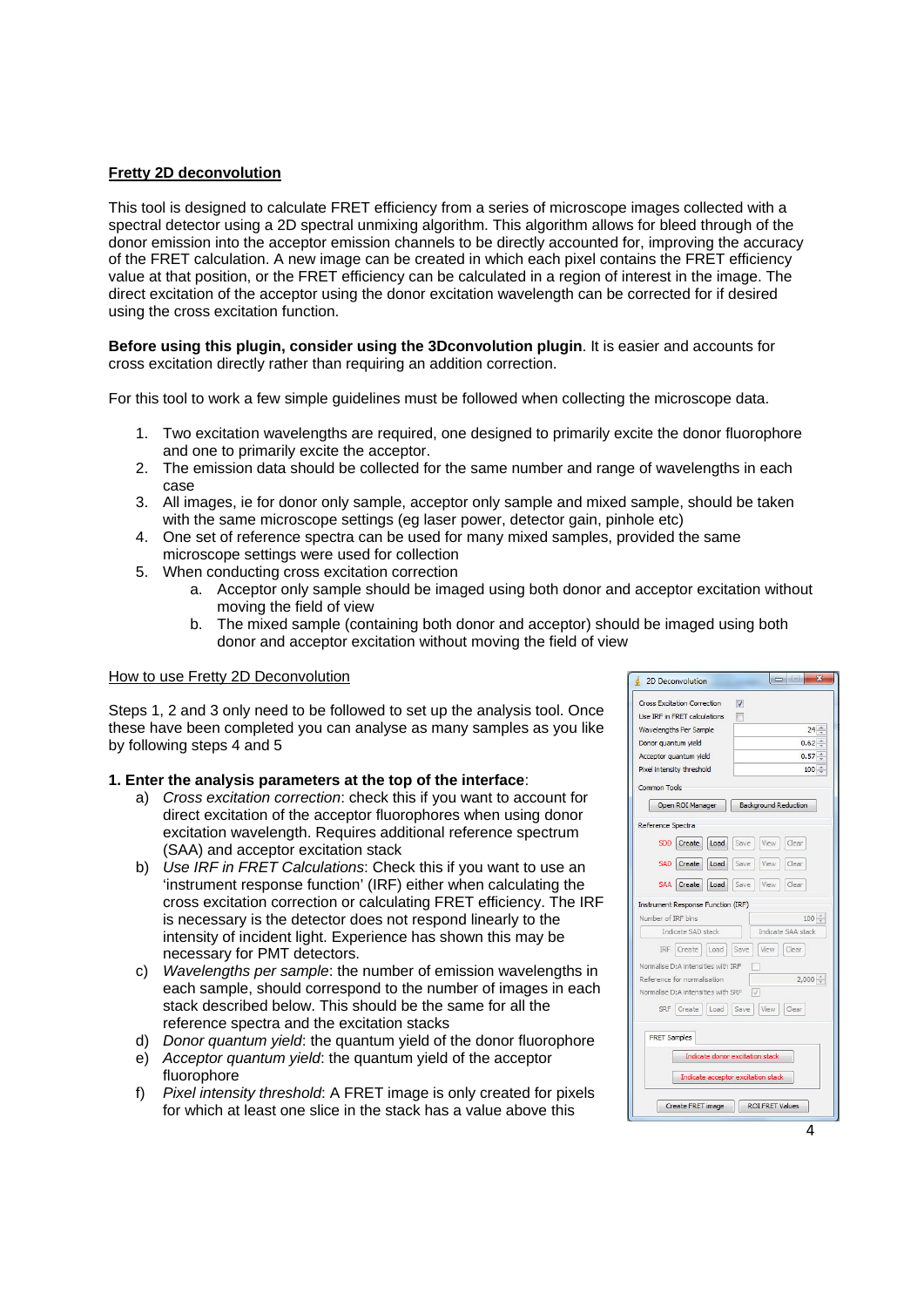## Fretty 2D deconvolution

This tool is designed to calculate FRET efficiency from a series of microscope images collected with a spectral detector using a 2D spectral unmixing algorithm. This algorithm allows for bleed through of the donor emission into the acceptor emission channels to be directly accounted for, improving the accuracy of the FRET calculation. A new image can be created in which each pixel contains the FRET efficiency value at that position, or the FRET efficiency can be calculated in a region of interest in the image. The direct excitation of the acceptor using the donor excitation wavelength can be corrected for if desired using the cross excitation function.

**Before using this plugin, consider using the 3Dconvolution plugin**. It is easier and accounts for cross excitation directly rather than requiring an addition correction.

For this tool to work a few simple guidelines must be followed when collecting the microscope data.

1. Two excitation wavelengths are required, one designed to primarily excite the donor fluorophore and one to primarily excite the acceptor.
2. The emission data should be collected for the same number and range of wavelengths in each case
3. All images, ie for donor only sample, acceptor only sample and mixed sample, should be taken with the same microscope settings (eg laser power, detector gain, pinhole etc)
4. One set of reference spectra can be used for many mixed samples, provided the same microscope settings were used for collection
5. When conducting cross excitation correction
   a. Acceptor only sample should be imaged using both donor and acceptor excitation without moving the field of view
   b. The mixed sample (containing both donor and acceptor) should be imaged using both donor and acceptor excitation without moving the field of view

### How to use Fretty 2D Deconvolution

Steps 1, 2 and 3 only need to be followed to set up the analysis tool. Once these have been completed you can analyse as many samples as you like by following steps 4 and 5

**1. Enter the analysis parameters at the top of the interface**:

a) *Cross excitation correction*: check this if you want to account for direct excitation of the acceptor fluorophores when using donor excitation wavelength. Requires additional reference spectrum (SAA) and acceptor excitation stack
b) *Use IRF in FRET Calculations*: Check this if you want to use an 'instrument response function' (IRF) either when calculating the cross excitation correction or calculating FRET efficiency. The IRF is necessary is the detector does not respond linearly to the intensity of incident light. Experience has shown this may be necessary for PMT detectors.
c) *Wavelengths per sample*: the number of emission wavelengths in each sample, should correspond to the number of images in each stack described below. This should be the same for all the reference spectra and the excitation stacks
d) *Donor quantum yield*: the quantum yield of the donor fluorophore
e) *Acceptor quantum yield*: the quantum yield of the acceptor fluorophore
f) *Pixel intensity threshold*: A FRET image is only created for pixels for which at least one slice in the stack has a value above this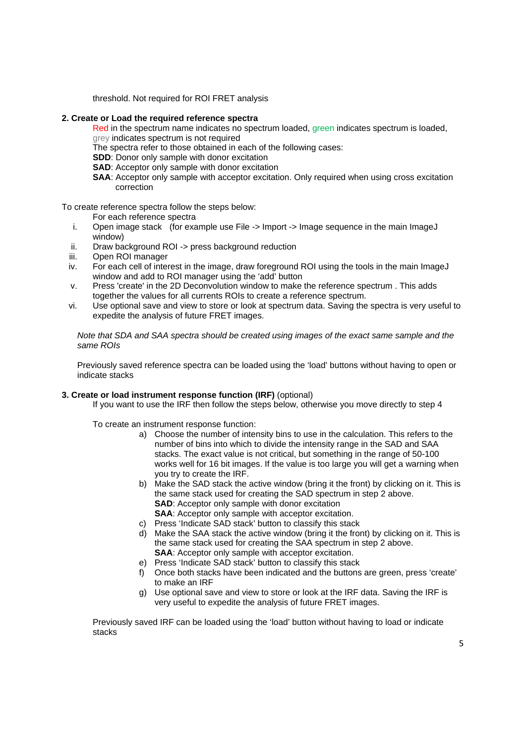threshold. Not required for ROI FRET analysis

**2. Create or Load the required reference spectra**

Red in the spectrum name indicates no spectrum loaded, green indicates spectrum is loaded, grey indicates spectrum is not required

The spectra refer to those obtained in each of the following cases:

**SDD**: Donor only sample with donor excitation

**SAD**: Acceptor only sample with donor excitation

**SAA**: Acceptor only sample with acceptor excitation. Only required when using cross excitation correction

To create reference spectra follow the steps below:

For each reference spectra

i. Open image stack (for example use File -> Import -> Image sequence in the main ImageJ window)
ii. Draw background ROI -> press background reduction
iii. Open ROI manager
iv. For each cell of interest in the image, draw foreground ROI using the tools in the main ImageJ window and add to ROI manager using the 'add' button
v. Press 'create' in the 2D Deconvolution window to make the reference spectrum . This adds together the values for all currents ROIs to create a reference spectrum.
vi. Use optional save and view to store or look at spectrum data. Saving the spectra is very useful to expedite the analysis of future FRET images.

*Note that SDA and SAA spectra should be created using images of the exact same sample and the same ROIs*

Previously saved reference spectra can be loaded using the 'load' buttons without having to open or indicate stacks

**3. Create or load instrument response function (IRF)** (optional)

If you want to use the IRF then follow the steps below, otherwise you move directly to step 4

To create an instrument response function:

a) Choose the number of intensity bins to use in the calculation. This refers to the number of bins into which to divide the intensity range in the SAD and SAA stacks. The exact value is not critical, but something in the range of 50-100 works well for 16 bit images. If the value is too large you will get a warning when you try to create the IRF.
b) Make the SAD stack the active window (bring it the front) by clicking on it. This is the same stack used for creating the SAD spectrum in step 2 above.
   **SAD**: Acceptor only sample with donor excitation
   **SAA**: Acceptor only sample with acceptor excitation.
c) Press 'Indicate SAD stack' button to classify this stack
d) Make the SAA stack the active window (bring it the front) by clicking on it. This is the same stack used for creating the SAA spectrum in step 2 above.
   **SAA**: Acceptor only sample with acceptor excitation.
e) Press 'Indicate SAD stack' button to classify this stack
f) Once both stacks have been indicated and the buttons are green, press 'create' to make an IRF
g) Use optional save and view to store or look at the IRF data. Saving the IRF is very useful to expedite the analysis of future FRET images.

Previously saved IRF can be loaded using the 'load' button without having to load or indicate stacks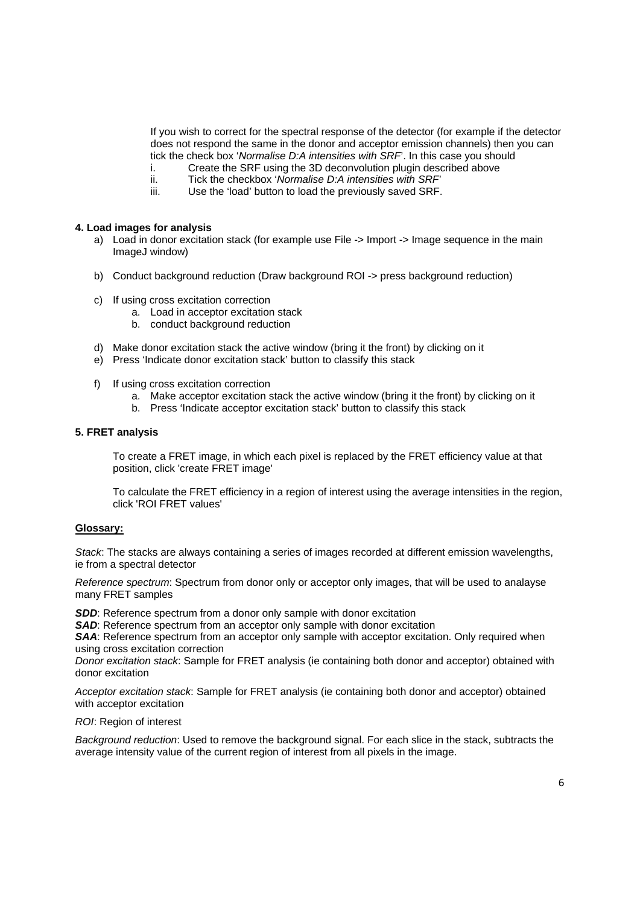If you wish to correct for the spectral response of the detector (for example if the detector does not respond the same in the donor and acceptor emission channels) then you can tick the check box '*Normalise D:A intensities with SRF*'. In this case you should

i. Create the SRF using the 3D deconvolution plugin described above
ii. Tick the checkbox '*Normalise D:A intensities with SRF*'
iii. Use the 'load' button to load the previously saved SRF.

**4. Load images for analysis**

a) Load in donor excitation stack (for example use File -> Import -> Image sequence in the main ImageJ window)

b) Conduct background reduction (Draw background ROI -> press background reduction)

c) If using cross excitation correction
   a. Load in acceptor excitation stack
   b. conduct background reduction

d) Make donor excitation stack the active window (bring it the front) by clicking on it
e) Press 'Indicate donor excitation stack' button to classify this stack

f) If using cross excitation correction
   a. Make acceptor excitation stack the active window (bring it the front) by clicking on it
   b. Press 'Indicate acceptor excitation stack' button to classify this stack

**5. FRET analysis**

To create a FRET image, in which each pixel is replaced by the FRET efficiency value at that position, click 'create FRET image'

To calculate the FRET efficiency in a region of interest using the average intensities in the region, click 'ROI FRET values'

**Glossary:**

*Stack*: The stacks are always containing a series of images recorded at different emission wavelengths, ie from a spectral detector

*Reference spectrum*: Spectrum from donor only or acceptor only images, that will be used to analayse many FRET samples

***SDD***: Reference spectrum from a donor only sample with donor excitation
***SAD***: Reference spectrum from an acceptor only sample with donor excitation
***SAA***: Reference spectrum from an acceptor only sample with acceptor excitation. Only required when using cross excitation correction
*Donor excitation stack*: Sample for FRET analysis (ie containing both donor and acceptor) obtained with donor excitation

*Acceptor excitation stack*: Sample for FRET analysis (ie containing both donor and acceptor) obtained with acceptor excitation

*ROI*: Region of interest

*Background reduction*: Used to remove the background signal. For each slice in the stack, subtracts the average intensity value of the current region of interest from all pixels in the image.